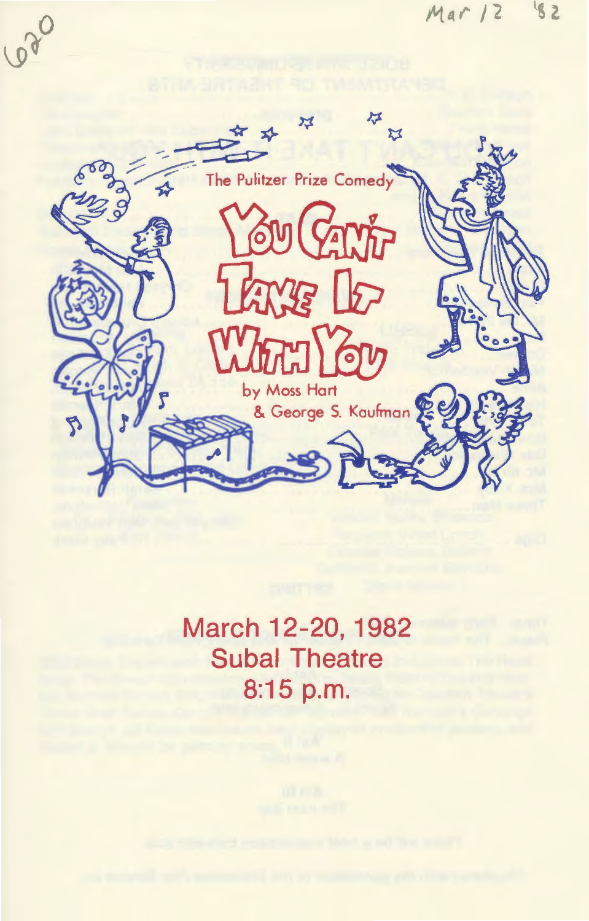620

Mar 12 '82

The Pulitzer Prize Comedy

# You Can't Take It With You

by Moss Hart
& George S. Kaufman

## March 12-20, 1982
## Subal Theatre
## 8:15 p.m.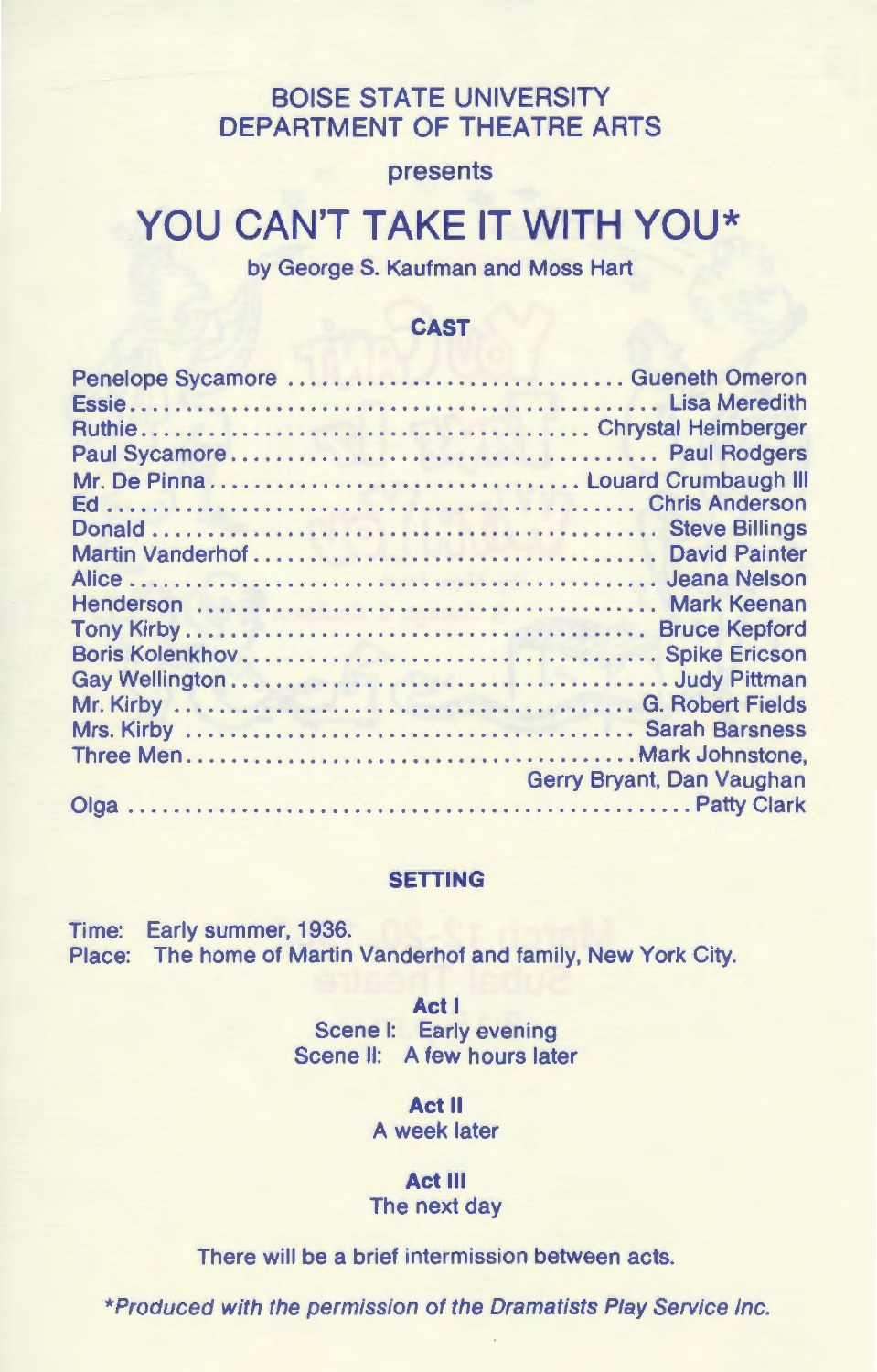BOISE STATE UNIVERSITY
DEPARTMENT OF THEATRE ARTS

presents

# YOU CAN'T TAKE IT WITH YOU*

by George S. Kaufman and Moss Hart

## CAST

| Role | Actor |
|---|---|
| Penelope Sycamore | Gueneth Omeron |
| Essie | Lisa Meredith |
| Ruthie | Chrystal Heimberger |
| Paul Sycamore | Paul Rodgers |
| Mr. De Pinna | Louard Crumbaugh III |
| Ed | Chris Anderson |
| Donald | Steve Billings |
| Martin Vanderhof | David Painter |
| Alice | Jeana Nelson |
| Henderson | Mark Keenan |
| Tony Kirby | Bruce Kepford |
| Boris Kolenkhov | Spike Ericson |
| Gay Wellington | Judy Pittman |
| Mr. Kirby | G. Robert Fields |
| Mrs. Kirby | Sarah Barsness |
| Three Men | Mark Johnstone, Gerry Bryant, Dan Vaughan |
| Olga | Patty Clark |

## SETTING

Time: Early summer, 1936.
Place: The home of Martin Vanderhof and family, New York City.

**Act I**
Scene I: Early evening
Scene II: A few hours later

**Act II**
A week later

**Act III**
The next day

There will be a brief intermission between acts.

*\*Produced with the permission of the Dramatists Play Service Inc.*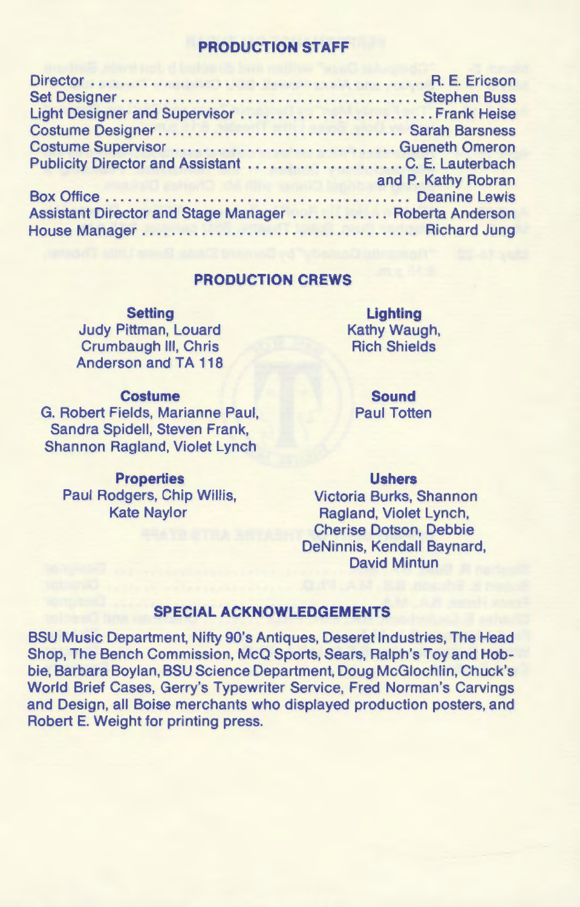## PRODUCTION STAFF

| Role | Name |
|---|---|
| Director | R. E. Ericson |
| Set Designer | Stephen Buss |
| Light Designer and Supervisor | Frank Heise |
| Costume Designer | Sarah Barsness |
| Costume Supervisor | Gueneth Omeron |
| Publicity Director and Assistant | C. E. Lauterbach and P. Kathy Robran |
| Box Office | Deanine Lewis |
| Assistant Director and Stage Manager | Roberta Anderson |
| House Manager | Richard Jung |

## PRODUCTION CREWS

**Setting**
Judy Pittman, Louard Crumbaugh III, Chris Anderson and TA 118

**Lighting**
Kathy Waugh, Rich Shields

**Costume**
G. Robert Fields, Marianne Paul, Sandra Spidell, Steven Frank, Shannon Ragland, Violet Lynch

**Sound**
Paul Totten

**Properties**
Paul Rodgers, Chip Willis, Kate Naylor

**Ushers**
Victoria Burks, Shannon Ragland, Violet Lynch, Cherise Dotson, Debbie DeNinnis, Kendall Baynard, David Mintun

## SPECIAL ACKNOWLEDGEMENTS

BSU Music Department, Nifty 90's Antiques, Deseret Industries, The Head Shop, The Bench Commission, McQ Sports, Sears, Ralph's Toy and Hobbie, Barbara Boylan, BSU Science Department, Doug McGlochlin, Chuck's World Brief Cases, Gerry's Typewriter Service, Fred Norman's Carvings and Design, all Boise merchants who displayed production posters, and Robert E. Weight for printing press.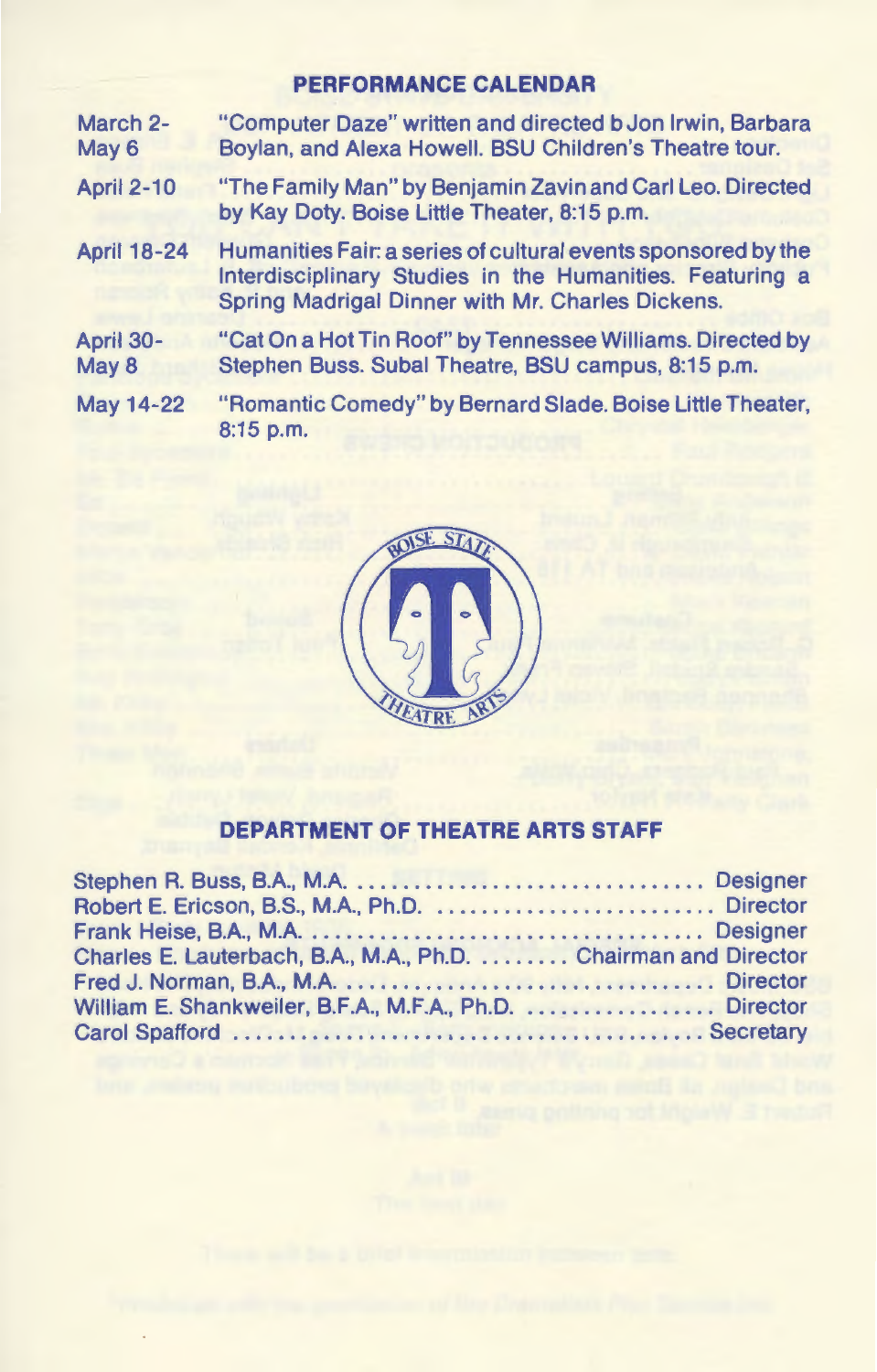## PERFORMANCE CALENDAR

| | |
|---|---|
| March 2-May 6 | "Computer Daze" written and directed b Jon Irwin, Barbara Boylan, and Alexa Howell. BSU Children's Theatre tour. |
| April 2-10 | "The Family Man" by Benjamin Zavin and Carl Leo. Directed by Kay Doty. Boise Little Theater, 8:15 p.m. |
| April 18-24 | Humanities Fair: a series of cultural events sponsored by the Interdisciplinary Studies in the Humanities. Featuring a Spring Madrigal Dinner with Mr. Charles Dickens. |
| April 30-May 8 | "Cat On a Hot Tin Roof" by Tennessee Williams. Directed by Stephen Buss. Subal Theatre, BSU campus, 8:15 p.m. |
| May 14-22 | "Romantic Comedy" by Bernard Slade. Boise Little Theater, 8:15 p.m. |

BOISE STATE THEATRE ARTS

## DEPARTMENT OF THEATRE ARTS STAFF

Stephen R. Buss, B.A., M.A. .............................. Designer
Robert E. Ericson, B.S., M.A., Ph.D. ......................... Director
Frank Heise, B.A., M.A. .............................. Designer
Charles E. Lauterbach, B.A., M.A., Ph.D. ........ Chairman and Director
Fred J. Norman, B.A., M.A. .............................. Director
William E. Shankweiler, B.F.A., M.F.A., Ph.D. .................. Director
Carol Spafford .............................. Secretary